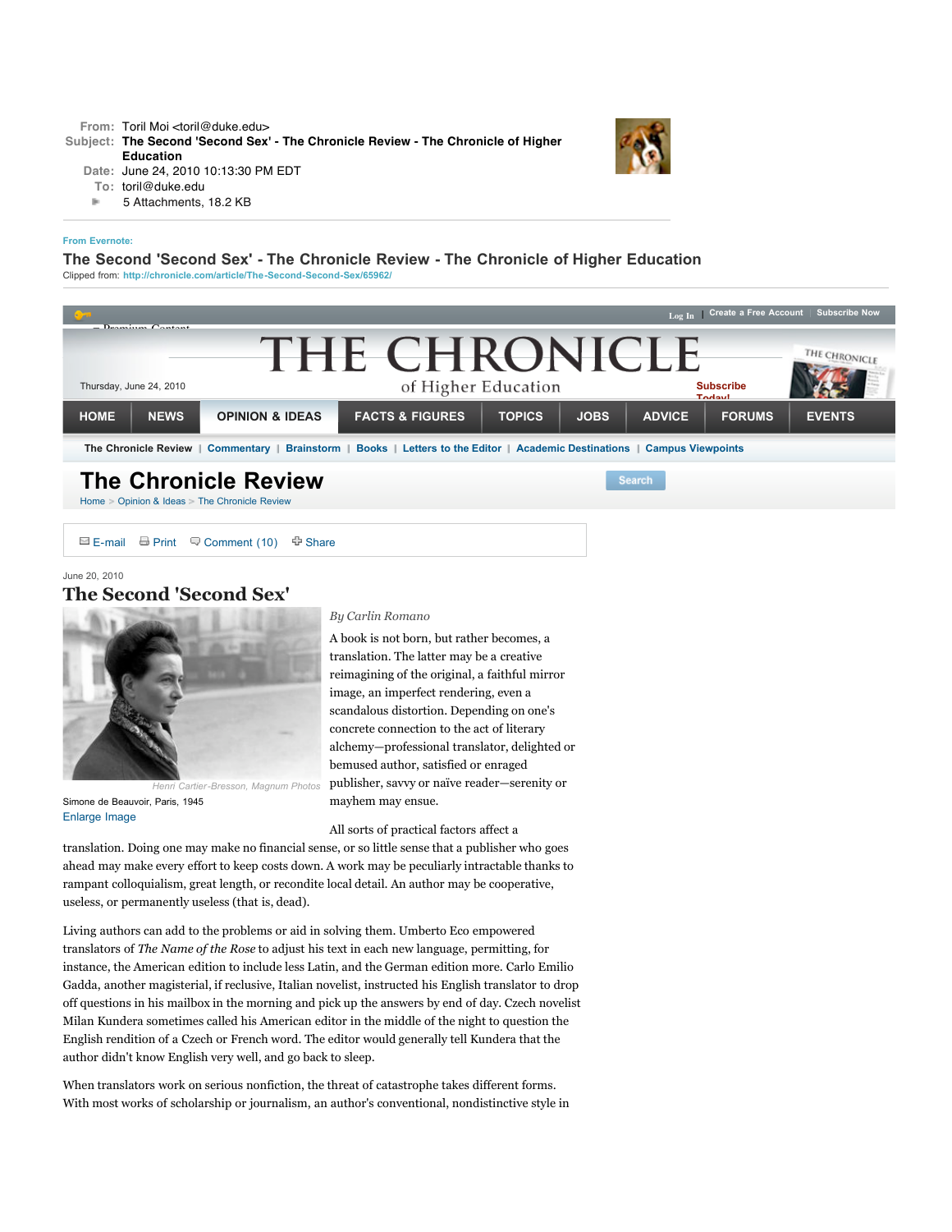**From:** Toril Moi <toril@duke.edu>
**Subject:** The Second 'Second Sex' - The Chronicle Review - The Chronicle of Higher Education
**Date:** June 24, 2010 10:13:30 PM EDT
**To:** toril@duke.edu
5 Attachments, 18.2 KB

From Evernote:

## The Second 'Second Sex' - The Chronicle Review - The Chronicle of Higher Education

Clipped from: http://chronicle.com/article/The-Second-Second-Sex/65962/

Log In | Create a Free Account | Subscribe Now

Premium Content

# THE CHRONICLE of Higher Education

Thursday, June 24, 2010

Subscribe Today!

HOME | NEWS | OPINION & IDEAS | FACTS & FIGURES | TOPICS | JOBS | ADVICE | FORUMS | EVENTS

The Chronicle Review | Commentary | Brainstorm | Books | Letters to the Editor | Academic Destinations | Campus Viewpoints

## The Chronicle Review

Search

Home > Opinion & Ideas > The Chronicle Review

E-mail | Print | Comment (10) | Share

June 20, 2010

## The Second 'Second Sex'

Henri Cartier-Bresson, Magnum Photos

Simone de Beauvoir, Paris, 1945

Enlarge Image

*By Carlin Romano*

A book is not born, but rather becomes, a translation. The latter may be a creative reimagining of the original, a faithful mirror image, an imperfect rendering, even a scandalous distortion. Depending on one's concrete connection to the act of literary alchemy—professional translator, delighted or bemused author, satisfied or enraged publisher, savvy or naïve reader—serenity or mayhem may ensue.

All sorts of practical factors affect a translation. Doing one may make no financial sense, or so little sense that a publisher who goes ahead may make every effort to keep costs down. A work may be peculiarly intractable thanks to rampant colloquialism, great length, or recondite local detail. An author may be cooperative, useless, or permanently useless (that is, dead).

Living authors can add to the problems or aid in solving them. Umberto Eco empowered translators of *The Name of the Rose* to adjust his text in each new language, permitting, for instance, the American edition to include less Latin, and the German edition more. Carlo Emilio Gadda, another magisterial, if reclusive, Italian novelist, instructed his English translator to drop off questions in his mailbox in the morning and pick up the answers by end of day. Czech novelist Milan Kundera sometimes called his American editor in the middle of the night to question the English rendition of a Czech or French word. The editor would generally tell Kundera that the author didn't know English very well, and go back to sleep.

When translators work on serious nonfiction, the threat of catastrophe takes different forms. With most works of scholarship or journalism, an author's conventional, nondistinctive style in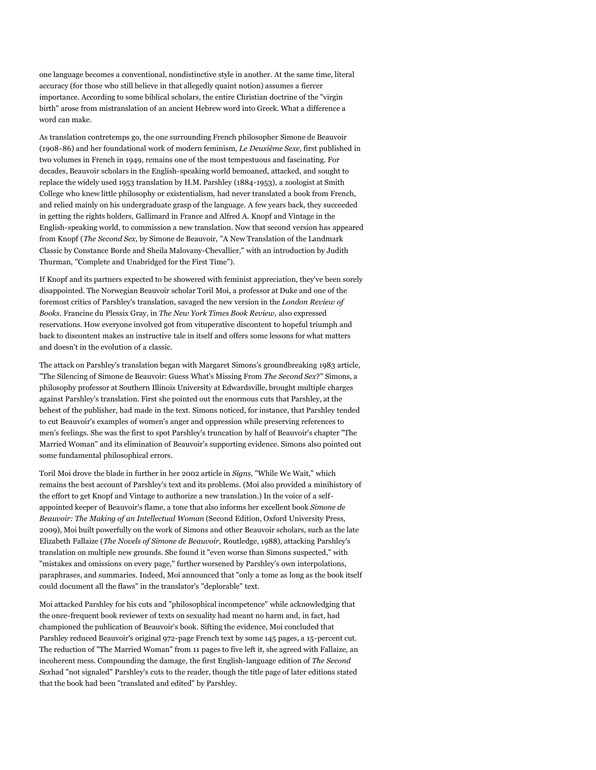one language becomes a conventional, nondistinctive style in another. At the same time, literal accuracy (for those who still believe in that allegedly quaint notion) assumes a fiercer importance. According to some biblical scholars, the entire Christian doctrine of the "virgin birth" arose from mistranslation of an ancient Hebrew word into Greek. What a difference a word can make.

As translation contretemps go, the one surrounding French philosopher Simone de Beauvoir (1908-86) and her foundational work of modern feminism, *Le Deuxième Sexe,* first published in two volumes in French in 1949, remains one of the most tempestuous and fascinating. For decades, Beauvoir scholars in the English-speaking world bemoaned, attacked, and sought to replace the widely used 1953 translation by H.M. Parshley (1884-1953), a zoologist at Smith College who knew little philosophy or existentialism, had never translated a book from French, and relied mainly on his undergraduate grasp of the language. A few years back, they succeeded in getting the rights holders, Gallimard in France and Alfred A. Knopf and Vintage in the English-speaking world, to commission a new translation. Now that second version has appeared from Knopf (*The Second Sex,* by Simone de Beauvoir, "A New Translation of the Landmark Classic by Constance Borde and Sheila Malovany-Chevallier," with an introduction by Judith Thurman, "Complete and Unabridged for the First Time").

If Knopf and its partners expected to be showered with feminist appreciation, they've been sorely disappointed. The Norwegian Beauvoir scholar Toril Moi, a professor at Duke and one of the foremost critics of Parshley's translation, savaged the new version in the *London Review of Books*. Francine du Plessix Gray, in *The New York Times Book Review,* also expressed reservations. How everyone involved got from vituperative discontent to hopeful triumph and back to discontent makes an instructive tale in itself and offers some lessons for what matters and doesn't in the evolution of a classic.

The attack on Parshley's translation began with Margaret Simons's groundbreaking 1983 article, "The Silencing of Simone de Beauvoir: Guess What's Missing From *The Second Sex*?" Simons, a philosophy professor at Southern Illinois University at Edwardsville, brought multiple charges against Parshley's translation. First she pointed out the enormous cuts that Parshley, at the behest of the publisher, had made in the text. Simons noticed, for instance, that Parshley tended to cut Beauvoir's examples of women's anger and oppression while preserving references to men's feelings. She was the first to spot Parshley's truncation by half of Beauvoir's chapter "The Married Woman" and its elimination of Beauvoir's supporting evidence. Simons also pointed out some fundamental philosophical errors.

Toril Moi drove the blade in further in her 2002 article in *Signs,* "While We Wait," which remains the best account of Parshley's text and its problems. (Moi also provided a minihistory of the effort to get Knopf and Vintage to authorize a new translation.) In the voice of a self-appointed keeper of Beauvoir's flame, a tone that also informs her excellent book *Simone de Beauvoir: The Making of an Intellectual Woman* (Second Edition, Oxford University Press, 2009), Moi built powerfully on the work of Simons and other Beauvoir scholars, such as the late Elizabeth Fallaize (*The Novels of Simone de Beauvoir,* Routledge, 1988), attacking Parshley's translation on multiple new grounds. She found it "even worse than Simons suspected," with "mistakes and omissions on every page," further worsened by Parshley's own interpolations, paraphrases, and summaries. Indeed, Moi announced that "only a tome as long as the book itself could document all the flaws" in the translator's "deplorable" text.

Moi attacked Parshley for his cuts and "philosophical incompetence" while acknowledging that the once-frequent book reviewer of texts on sexuality had meant no harm and, in fact, had championed the publication of Beauvoir's book. Sifting the evidence, Moi concluded that Parshley reduced Beauvoir's original 972-page French text by some 145 pages, a 15-percent cut. The reduction of "The Married Woman" from 11 pages to five left it, she agreed with Fallaize, an incoherent mess. Compounding the damage, the first English-language edition of *The Second Sex*had "not signaled" Parshley's cuts to the reader, though the title page of later editions stated that the book had been "translated and edited" by Parshley.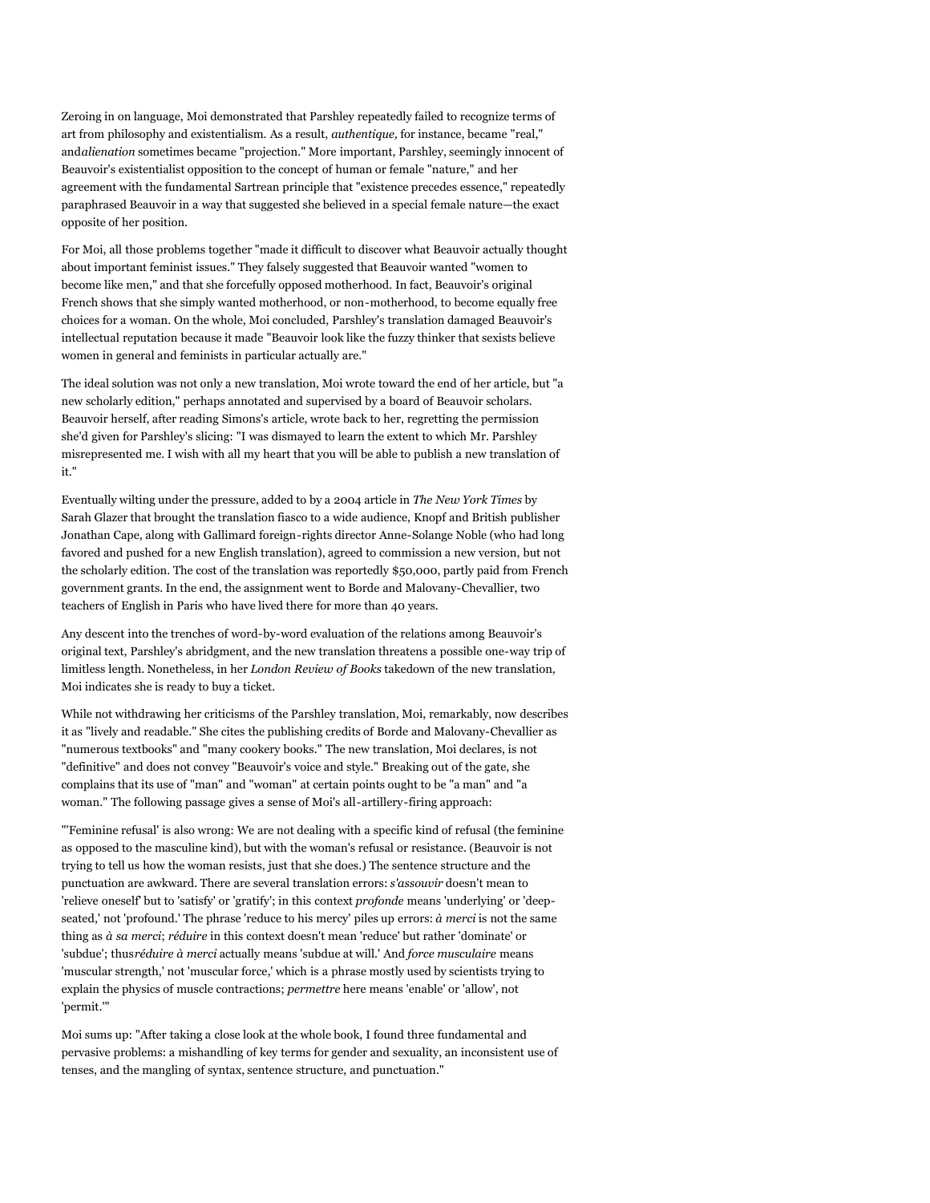Zeroing in on language, Moi demonstrated that Parshley repeatedly failed to recognize terms of art from philosophy and existentialism. As a result, *authentique,* for instance, became "real," and*alienation* sometimes became "projection." More important, Parshley, seemingly innocent of Beauvoir's existentialist opposition to the concept of human or female "nature," and her agreement with the fundamental Sartrean principle that "existence precedes essence," repeatedly paraphrased Beauvoir in a way that suggested she believed in a special female nature—the exact opposite of her position.

For Moi, all those problems together "made it difficult to discover what Beauvoir actually thought about important feminist issues." They falsely suggested that Beauvoir wanted "women to become like men," and that she forcefully opposed motherhood. In fact, Beauvoir's original French shows that she simply wanted motherhood, or non-motherhood, to become equally free choices for a woman. On the whole, Moi concluded, Parshley's translation damaged Beauvoir's intellectual reputation because it made "Beauvoir look like the fuzzy thinker that sexists believe women in general and feminists in particular actually are."

The ideal solution was not only a new translation, Moi wrote toward the end of her article, but "a new scholarly edition," perhaps annotated and supervised by a board of Beauvoir scholars. Beauvoir herself, after reading Simons's article, wrote back to her, regretting the permission she'd given for Parshley's slicing: "I was dismayed to learn the extent to which Mr. Parshley misrepresented me. I wish with all my heart that you will be able to publish a new translation of it."

Eventually wilting under the pressure, added to by a 2004 article in *The New York Times* by Sarah Glazer that brought the translation fiasco to a wide audience, Knopf and British publisher Jonathan Cape, along with Gallimard foreign-rights director Anne-Solange Noble (who had long favored and pushed for a new English translation), agreed to commission a new version, but not the scholarly edition. The cost of the translation was reportedly $50,000, partly paid from French government grants. In the end, the assignment went to Borde and Malovany-Chevallier, two teachers of English in Paris who have lived there for more than 40 years.

Any descent into the trenches of word-by-word evaluation of the relations among Beauvoir's original text, Parshley's abridgment, and the new translation threatens a possible one-way trip of limitless length. Nonetheless, in her *London Review of Books* takedown of the new translation, Moi indicates she is ready to buy a ticket.

While not withdrawing her criticisms of the Parshley translation, Moi, remarkably, now describes it as "lively and readable." She cites the publishing credits of Borde and Malovany-Chevallier as "numerous textbooks" and "many cookery books." The new translation, Moi declares, is not "definitive" and does not convey "Beauvoir's voice and style." Breaking out of the gate, she complains that its use of "man" and "woman" at certain points ought to be "a man" and "a woman." The following passage gives a sense of Moi's all-artillery-firing approach:

"'Feminine refusal' is also wrong: We are not dealing with a specific kind of refusal (the feminine as opposed to the masculine kind), but with the woman's refusal or resistance. (Beauvoir is not trying to tell us how the woman resists, just that she does.) The sentence structure and the punctuation are awkward. There are several translation errors: *s'assouvir* doesn't mean to 'relieve oneself' but to 'satisfy' or 'gratify'; in this context *profonde* means 'underlying' or 'deep-seated,' not 'profound.' The phrase 'reduce to his mercy' piles up errors: *à merci* is not the same thing as *à sa merci*; *réduire* in this context doesn't mean 'reduce' but rather 'dominate' or 'subdue'; thus*réduire à merci* actually means 'subdue at will.' And *force musculaire* means 'muscular strength,' not 'muscular force,' which is a phrase mostly used by scientists trying to explain the physics of muscle contractions; *permettre* here means 'enable' or 'allow', not 'permit.'"

Moi sums up: "After taking a close look at the whole book, I found three fundamental and pervasive problems: a mishandling of key terms for gender and sexuality, an inconsistent use of tenses, and the mangling of syntax, sentence structure, and punctuation."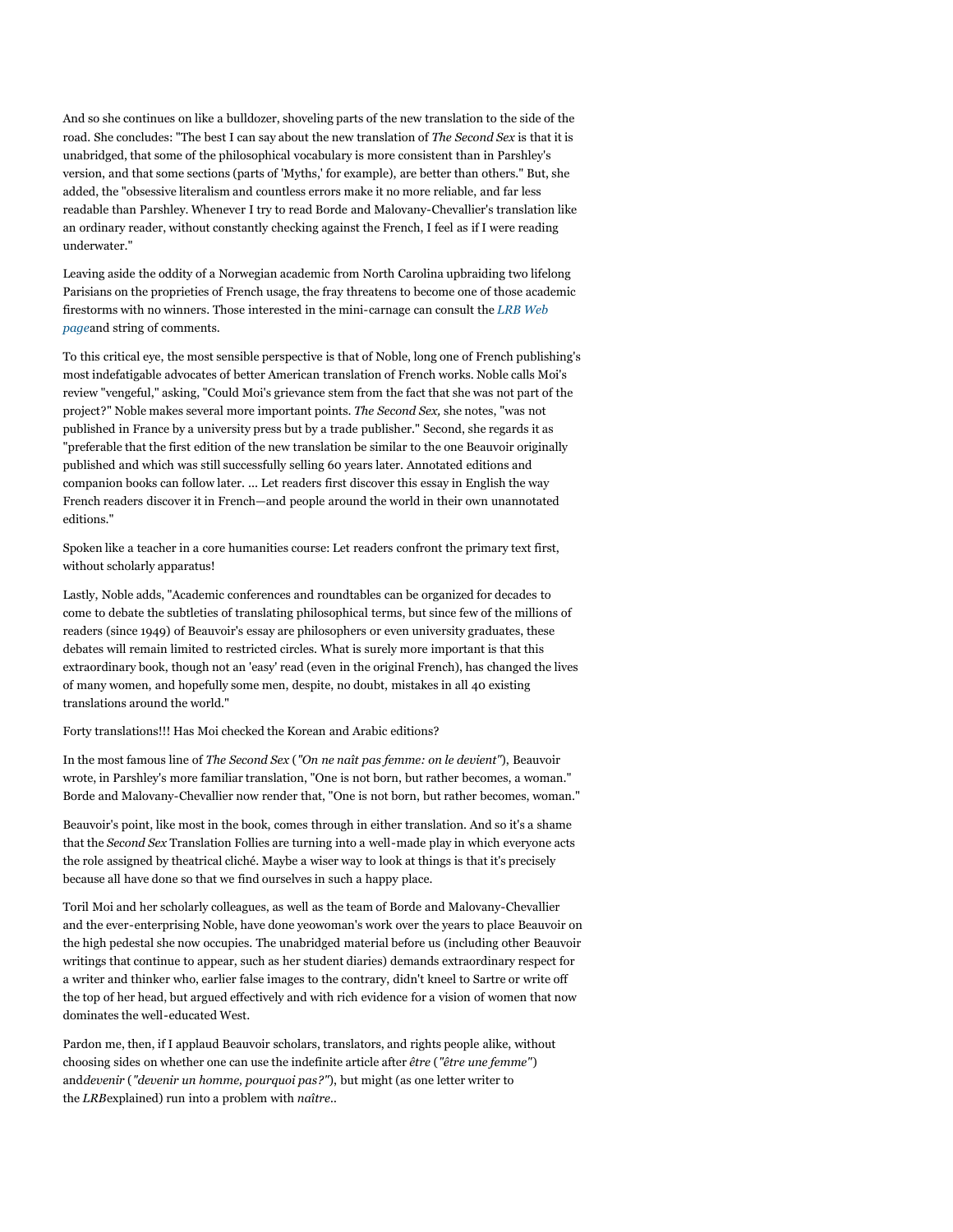And so she continues on like a bulldozer, shoveling parts of the new translation to the side of the road. She concludes: "The best I can say about the new translation of *The Second Sex* is that it is unabridged, that some of the philosophical vocabulary is more consistent than in Parshley's version, and that some sections (parts of 'Myths,' for example), are better than others." But, she added, the "obsessive literalism and countless errors make it no more reliable, and far less readable than Parshley. Whenever I try to read Borde and Malovany-Chevallier's translation like an ordinary reader, without constantly checking against the French, I feel as if I were reading underwater."

Leaving aside the oddity of a Norwegian academic from North Carolina upbraiding two lifelong Parisians on the proprieties of French usage, the fray threatens to become one of those academic firestorms with no winners. Those interested in the mini-carnage can consult the *LRB Web page*and string of comments.

To this critical eye, the most sensible perspective is that of Noble, long one of French publishing's most indefatigable advocates of better American translation of French works. Noble calls Moi's review "vengeful," asking, "Could Moi's grievance stem from the fact that she was not part of the project?" Noble makes several more important points. *The Second Sex,* she notes, "was not published in France by a university press but by a trade publisher." Second, she regards it as "preferable that the first edition of the new translation be similar to the one Beauvoir originally published and which was still successfully selling 60 years later. Annotated editions and companion books can follow later. ... Let readers first discover this essay in English the way French readers discover it in French—and people around the world in their own unannotated editions."

Spoken like a teacher in a core humanities course: Let readers confront the primary text first, without scholarly apparatus!

Lastly, Noble adds, "Academic conferences and roundtables can be organized for decades to come to debate the subtleties of translating philosophical terms, but since few of the millions of readers (since 1949) of Beauvoir's essay are philosophers or even university graduates, these debates will remain limited to restricted circles. What is surely more important is that this extraordinary book, though not an 'easy' read (even in the original French), has changed the lives of many women, and hopefully some men, despite, no doubt, mistakes in all 40 existing translations around the world."

Forty translations!!! Has Moi checked the Korean and Arabic editions?

In the most famous line of *The Second Sex* (*"On ne naît pas femme: on le devient"*), Beauvoir wrote, in Parshley's more familiar translation, "One is not born, but rather becomes, a woman." Borde and Malovany-Chevallier now render that, "One is not born, but rather becomes, woman."

Beauvoir's point, like most in the book, comes through in either translation. And so it's a shame that the *Second Sex* Translation Follies are turning into a well-made play in which everyone acts the role assigned by theatrical cliché. Maybe a wiser way to look at things is that it's precisely because all have done so that we find ourselves in such a happy place.

Toril Moi and her scholarly colleagues, as well as the team of Borde and Malovany-Chevallier and the ever-enterprising Noble, have done yeowoman's work over the years to place Beauvoir on the high pedestal she now occupies. The unabridged material before us (including other Beauvoir writings that continue to appear, such as her student diaries) demands extraordinary respect for a writer and thinker who, earlier false images to the contrary, didn't kneel to Sartre or write off the top of her head, but argued effectively and with rich evidence for a vision of women that now dominates the well-educated West.

Pardon me, then, if I applaud Beauvoir scholars, translators, and rights people alike, without choosing sides on whether one can use the indefinite article after *être* (*"être une femme"*) and*devenir* (*"devenir un homme, pourquoi pas?"*), but might (as one letter writer to the *LRB*explained) run into a problem with *naître*..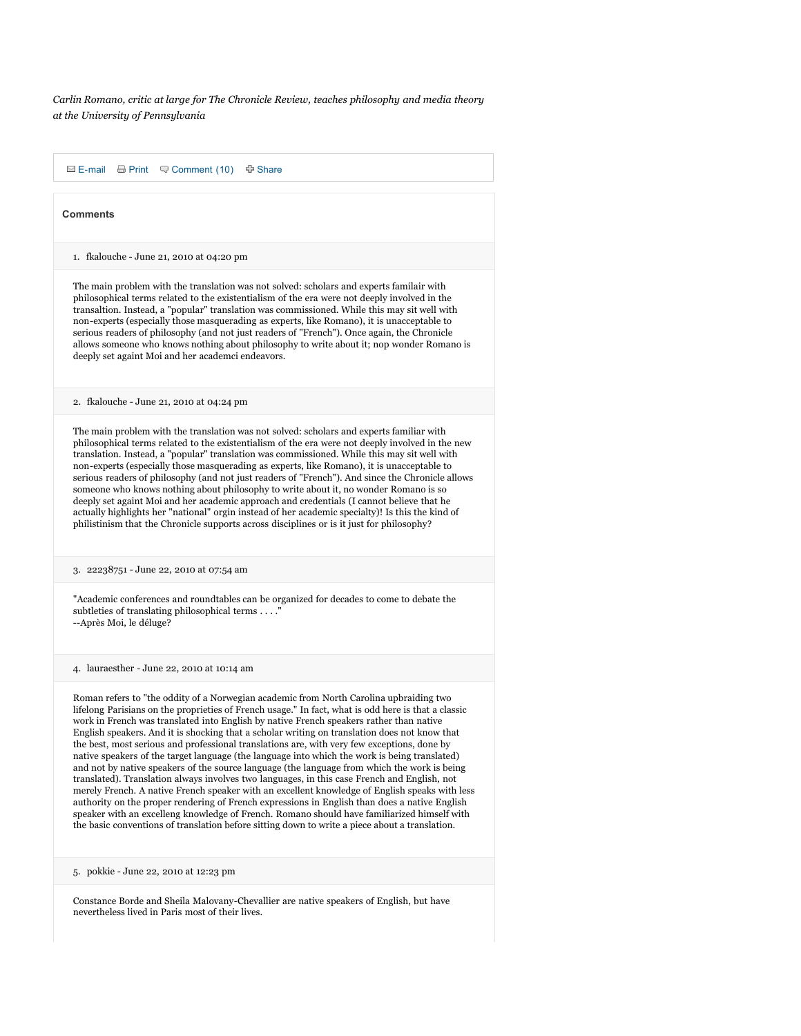*Carlin Romano, critic at large for The Chronicle Review, teaches philosophy and media theory at the University of Pennsylvania*

E-mail Print Comment (10) Share

**Comments**

1. fkalouche - June 21, 2010 at 04:20 pm

The main problem with the translation was not solved: scholars and experts familair with philosophical terms related to the existentialism of the era were not deeply involved in the transaltion. Instead, a "popular" translation was commissioned. While this may sit well with non-experts (especially those masquerading as experts, like Romano), it is unacceptable to serious readers of philosophy (and not just readers of "French"). Once again, the Chronicle allows someone who knows nothing about philosophy to write about it; nop wonder Romano is deeply set againt Moi and her academci endeavors.

2. fkalouche - June 21, 2010 at 04:24 pm

The main problem with the translation was not solved: scholars and experts familiar with philosophical terms related to the existentialism of the era were not deeply involved in the new translation. Instead, a "popular" translation was commissioned. While this may sit well with non-experts (especially those masquerading as experts, like Romano), it is unacceptable to serious readers of philosophy (and not just readers of "French"). And since the Chronicle allows someone who knows nothing about philosophy to write about it, no wonder Romano is so deeply set againt Moi and her academic approach and credentials (I cannot believe that he actually highlights her "national" orgin instead of her academic specialty)! Is this the kind of philistinism that the Chronicle supports across disciplines or is it just for philosophy?

3. 22238751 - June 22, 2010 at 07:54 am

"Academic conferences and roundtables can be organized for decades to come to debate the subtleties of translating philosophical terms . . . ."
--Après Moi, le déluge?

4. lauraesther - June 22, 2010 at 10:14 am

Roman refers to "the oddity of a Norwegian academic from North Carolina upbraiding two lifelong Parisians on the proprieties of French usage." In fact, what is odd here is that a classic work in French was translated into English by native French speakers rather than native English speakers. And it is shocking that a scholar writing on translation does not know that the best, most serious and professional translations are, with very few exceptions, done by native speakers of the target language (the language into which the work is being translated) and not by native speakers of the source language (the language from which the work is being translated). Translation always involves two languages, in this case French and English, not merely French. A native French speaker with an excellent knowledge of English speaks with less authority on the proper rendering of French expressions in English than does a native English speaker with an excelleng knowledge of French. Romano should have familiarized himself with the basic conventions of translation before sitting down to write a piece about a translation.

5. pokkie - June 22, 2010 at 12:23 pm

Constance Borde and Sheila Malovany-Chevallier are native speakers of English, but have nevertheless lived in Paris most of their lives.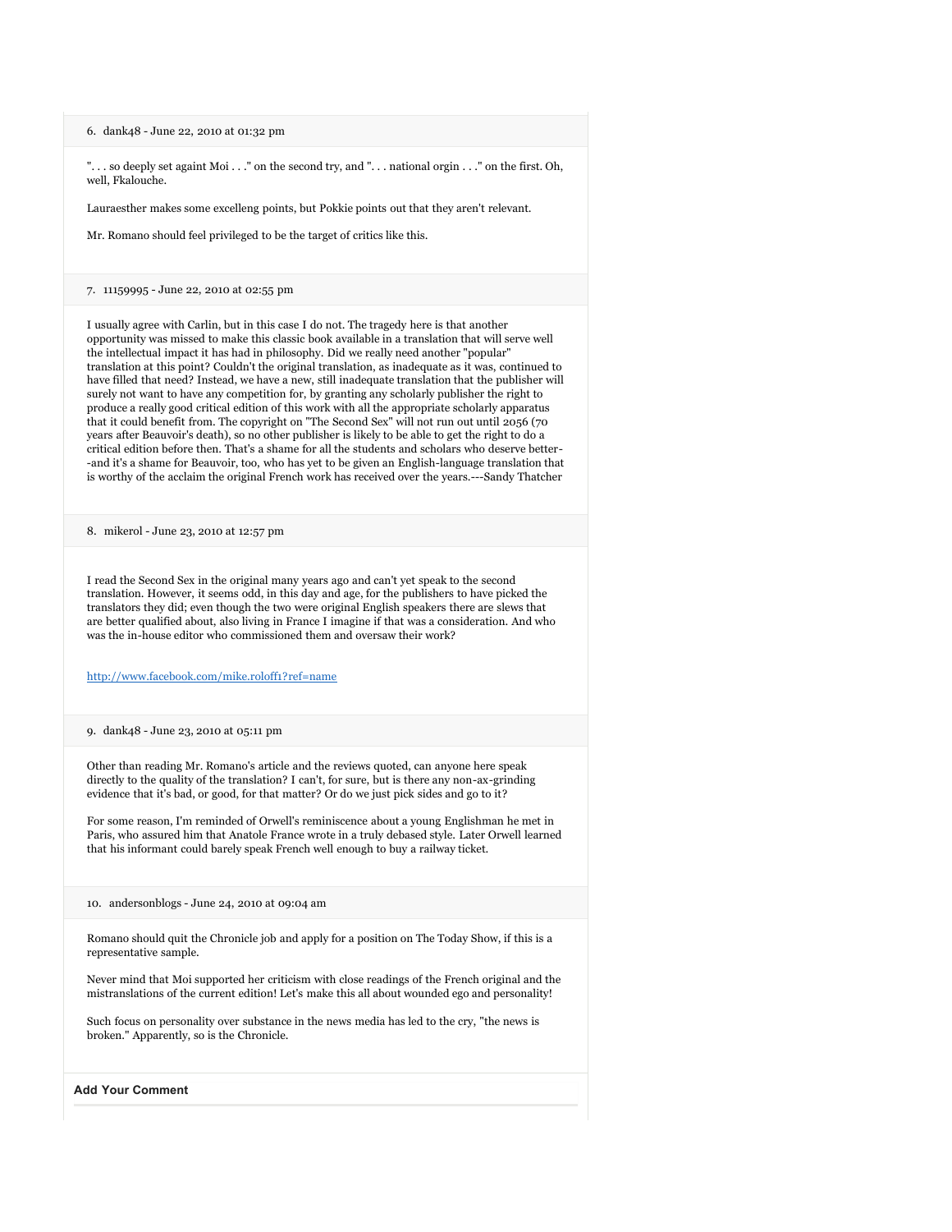6. dank48 - June 22, 2010 at 01:32 pm

". . . so deeply set againt Moi . . ." on the second try, and ". . . national orgin . . ." on the first. Oh, well, Fkalouche.

Lauraesther makes some excelleng points, but Pokkie points out that they aren't relevant.

Mr. Romano should feel privileged to be the target of critics like this.

7. 11159995 - June 22, 2010 at 02:55 pm

I usually agree with Carlin, but in this case I do not. The tragedy here is that another opportunity was missed to make this classic book available in a translation that will serve well the intellectual impact it has had in philosophy. Did we really need another "popular" translation at this point? Couldn't the original translation, as inadequate as it was, continued to have filled that need? Instead, we have a new, still inadequate translation that the publisher will surely not want to have any competition for, by granting any scholarly publisher the right to produce a really good critical edition of this work with all the appropriate scholarly apparatus that it could benefit from. The copyright on "The Second Sex" will not run out until 2056 (70 years after Beauvoir's death), so no other publisher is likely to be able to get the right to do a critical edition before then. That's a shame for all the students and scholars who deserve better--and it's a shame for Beauvoir, too, who has yet to be given an English-language translation that is worthy of the acclaim the original French work has received over the years.---Sandy Thatcher

8. mikerol - June 23, 2010 at 12:57 pm

I read the Second Sex in the original many years ago and can't yet speak to the second translation. However, it seems odd, in this day and age, for the publishers to have picked the translators they did; even though the two were original English speakers there are slews that are better qualified about, also living in France I imagine if that was a consideration. And who was the in-house editor who commissioned them and oversaw their work?

http://www.facebook.com/mike.roloff1?ref=name

9. dank48 - June 23, 2010 at 05:11 pm

Other than reading Mr. Romano's article and the reviews quoted, can anyone here speak directly to the quality of the translation? I can't, for sure, but is there any non-ax-grinding evidence that it's bad, or good, for that matter? Or do we just pick sides and go to it?

For some reason, I'm reminded of Orwell's reminiscence about a young Englishman he met in Paris, who assured him that Anatole France wrote in a truly debased style. Later Orwell learned that his informant could barely speak French well enough to buy a railway ticket.

10. andersonblogs - June 24, 2010 at 09:04 am

Romano should quit the Chronicle job and apply for a position on The Today Show, if this is a representative sample.

Never mind that Moi supported her criticism with close readings of the French original and the mistranslations of the current edition! Let's make this all about wounded ego and personality!

Such focus on personality over substance in the news media has led to the cry, "the news is broken." Apparently, so is the Chronicle.

**Add Your Comment**